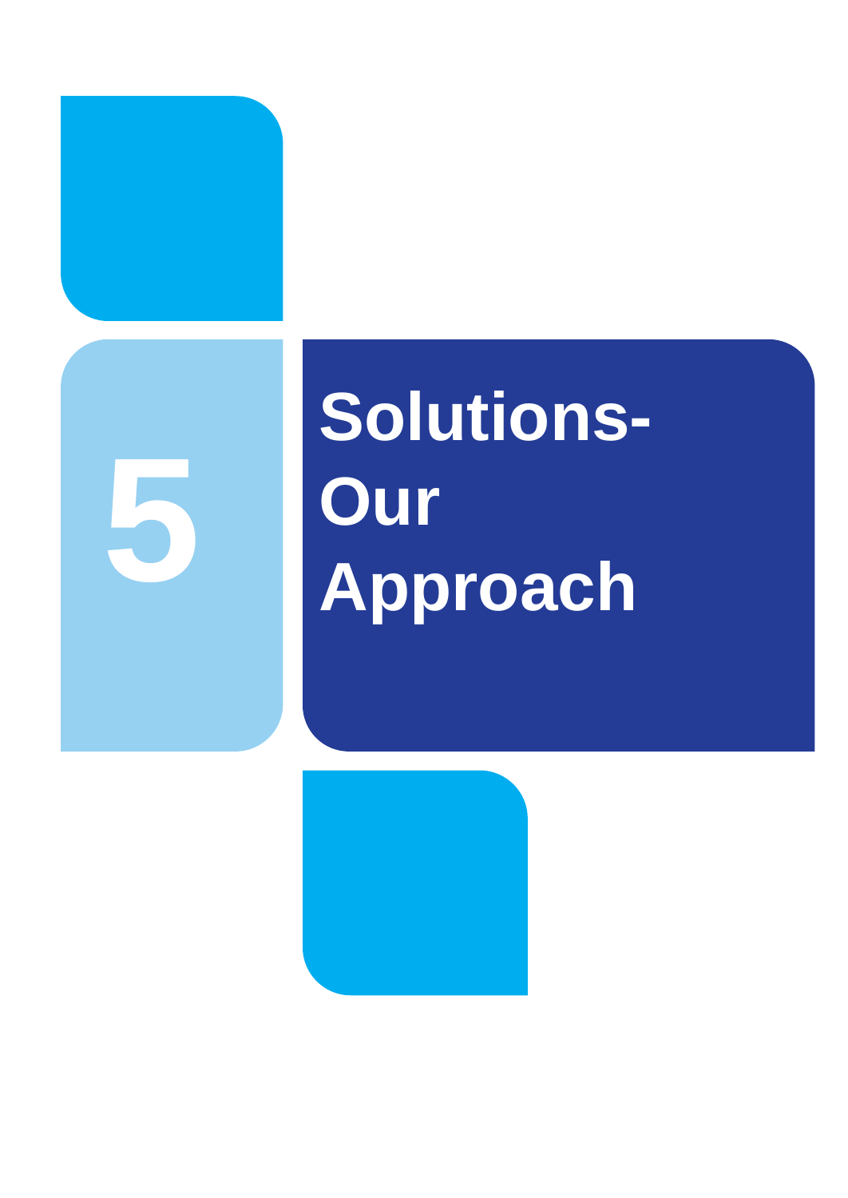# 5

# Solutions- Our Approach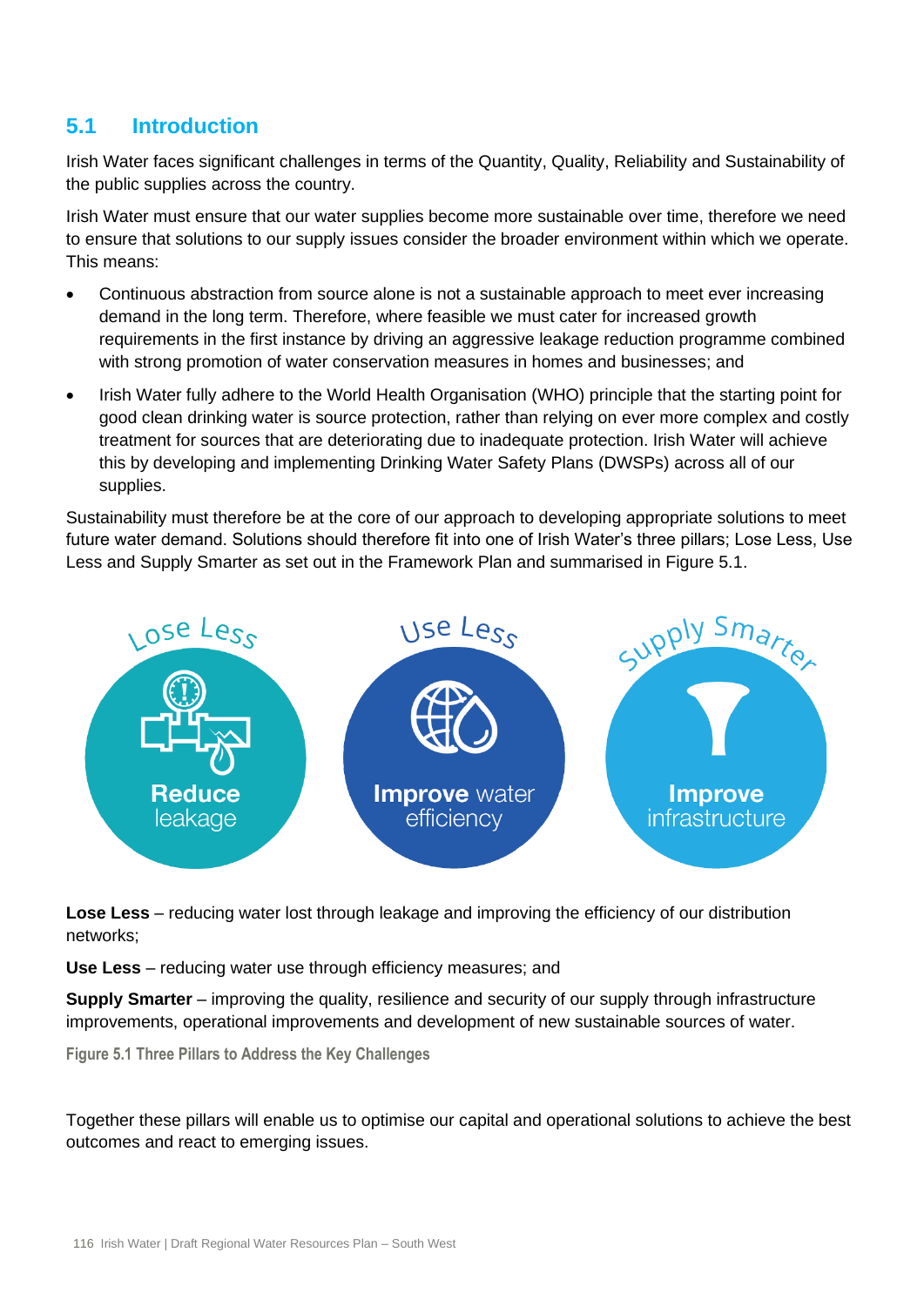## 5.1 Introduction

Irish Water faces significant challenges in terms of the Quantity, Quality, Reliability and Sustainability of the public supplies across the country.

Irish Water must ensure that our water supplies become more sustainable over time, therefore we need to ensure that solutions to our supply issues consider the broader environment within which we operate. This means:

- Continuous abstraction from source alone is not a sustainable approach to meet ever increasing demand in the long term. Therefore, where feasible we must cater for increased growth requirements in the first instance by driving an aggressive leakage reduction programme combined with strong promotion of water conservation measures in homes and businesses; and
- Irish Water fully adhere to the World Health Organisation (WHO) principle that the starting point for good clean drinking water is source protection, rather than relying on ever more complex and costly treatment for sources that are deteriorating due to inadequate protection. Irish Water will achieve this by developing and implementing Drinking Water Safety Plans (DWSPs) across all of our supplies.

Sustainability must therefore be at the core of our approach to developing appropriate solutions to meet future water demand. Solutions should therefore fit into one of Irish Water's three pillars; Lose Less, Use Less and Supply Smarter as set out in the Framework Plan and summarised in Figure 5.1.

Lose Less — Reduce leakage

Use Less — Improve water efficiency

Supply Smarter — Improve infrastructure

**Lose Less** – reducing water lost through leakage and improving the efficiency of our distribution networks;

**Use Less** – reducing water use through efficiency measures; and

**Supply Smarter** – improving the quality, resilience and security of our supply through infrastructure improvements, operational improvements and development of new sustainable sources of water.

Figure 5.1 Three Pillars to Address the Key Challenges

Together these pillars will enable us to optimise our capital and operational solutions to achieve the best outcomes and react to emerging issues.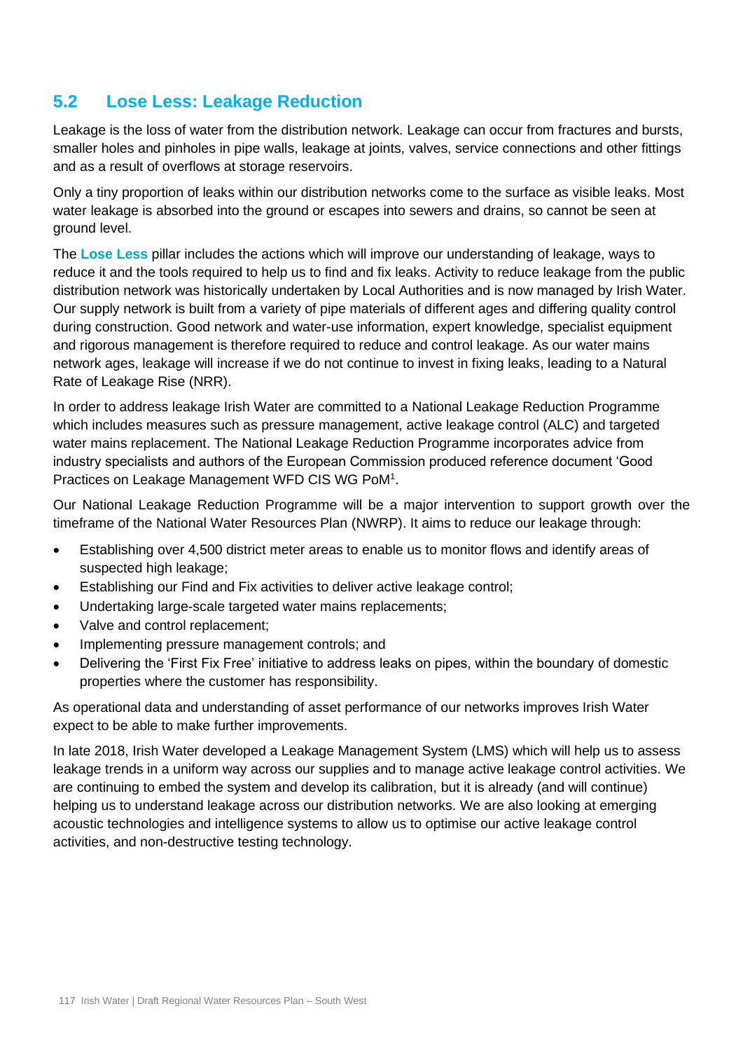## 5.2 Lose Less: Leakage Reduction

Leakage is the loss of water from the distribution network. Leakage can occur from fractures and bursts, smaller holes and pinholes in pipe walls, leakage at joints, valves, service connections and other fittings and as a result of overflows at storage reservoirs.

Only a tiny proportion of leaks within our distribution networks come to the surface as visible leaks. Most water leakage is absorbed into the ground or escapes into sewers and drains, so cannot be seen at ground level.

The **Lose Less** pillar includes the actions which will improve our understanding of leakage, ways to reduce it and the tools required to help us to find and fix leaks. Activity to reduce leakage from the public distribution network was historically undertaken by Local Authorities and is now managed by Irish Water. Our supply network is built from a variety of pipe materials of different ages and differing quality control during construction. Good network and water-use information, expert knowledge, specialist equipment and rigorous management is therefore required to reduce and control leakage. As our water mains network ages, leakage will increase if we do not continue to invest in fixing leaks, leading to a Natural Rate of Leakage Rise (NRR).

In order to address leakage Irish Water are committed to a National Leakage Reduction Programme which includes measures such as pressure management, active leakage control (ALC) and targeted water mains replacement. The National Leakage Reduction Programme incorporates advice from industry specialists and authors of the European Commission produced reference document 'Good Practices on Leakage Management WFD CIS WG PoM[1].

Our National Leakage Reduction Programme will be a major intervention to support growth over the timeframe of the National Water Resources Plan (NWRP). It aims to reduce our leakage through:

- Establishing over 4,500 district meter areas to enable us to monitor flows and identify areas of suspected high leakage;
- Establishing our Find and Fix activities to deliver active leakage control;
- Undertaking large-scale targeted water mains replacements;
- Valve and control replacement;
- Implementing pressure management controls; and
- Delivering the 'First Fix Free' initiative to address leaks on pipes, within the boundary of domestic properties where the customer has responsibility.

As operational data and understanding of asset performance of our networks improves Irish Water expect to be able to make further improvements.

In late 2018, Irish Water developed a Leakage Management System (LMS) which will help us to assess leakage trends in a uniform way across our supplies and to manage active leakage control activities. We are continuing to embed the system and develop its calibration, but it is already (and will continue) helping us to understand leakage across our distribution networks. We are also looking at emerging acoustic technologies and intelligence systems to allow us to optimise our active leakage control activities, and non-destructive testing technology.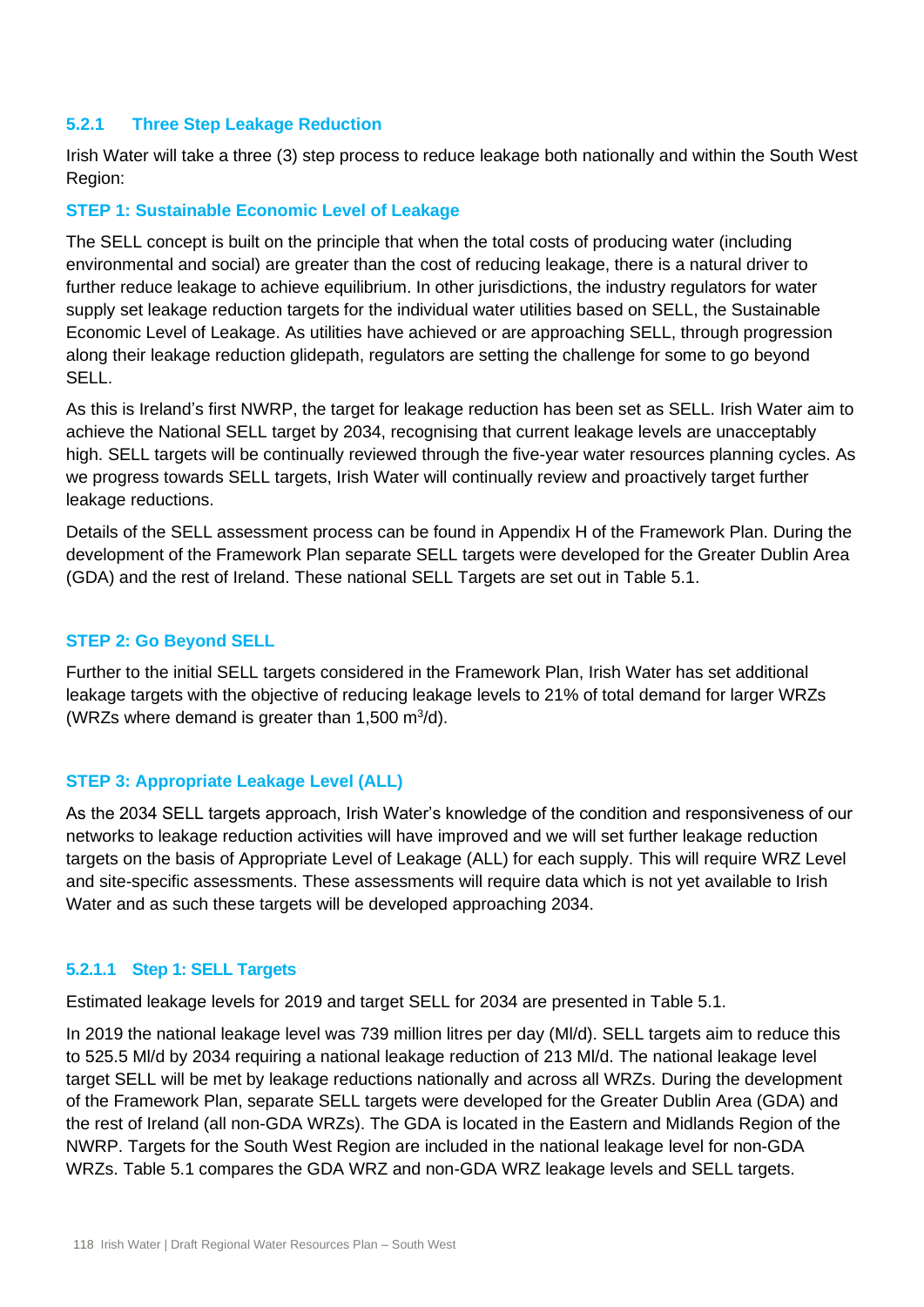### 5.2.1 Three Step Leakage Reduction

Irish Water will take a three (3) step process to reduce leakage both nationally and within the South West Region:

**STEP 1: Sustainable Economic Level of Leakage**

The SELL concept is built on the principle that when the total costs of producing water (including environmental and social) are greater than the cost of reducing leakage, there is a natural driver to further reduce leakage to achieve equilibrium. In other jurisdictions, the industry regulators for water supply set leakage reduction targets for the individual water utilities based on SELL, the Sustainable Economic Level of Leakage. As utilities have achieved or are approaching SELL, through progression along their leakage reduction glidepath, regulators are setting the challenge for some to go beyond SELL.

As this is Ireland's first NWRP, the target for leakage reduction has been set as SELL. Irish Water aim to achieve the National SELL target by 2034, recognising that current leakage levels are unacceptably high. SELL targets will be continually reviewed through the five-year water resources planning cycles. As we progress towards SELL targets, Irish Water will continually review and proactively target further leakage reductions.

Details of the SELL assessment process can be found in Appendix H of the Framework Plan. During the development of the Framework Plan separate SELL targets were developed for the Greater Dublin Area (GDA) and the rest of Ireland. These national SELL Targets are set out in Table 5.1.

**STEP 2: Go Beyond SELL**

Further to the initial SELL targets considered in the Framework Plan, Irish Water has set additional leakage targets with the objective of reducing leakage levels to 21% of total demand for larger WRZs (WRZs where demand is greater than 1,500 $m^3$/d).

**STEP 3: Appropriate Leakage Level (ALL)**

As the 2034 SELL targets approach, Irish Water's knowledge of the condition and responsiveness of our networks to leakage reduction activities will have improved and we will set further leakage reduction targets on the basis of Appropriate Level of Leakage (ALL) for each supply. This will require WRZ Level and site-specific assessments. These assessments will require data which is not yet available to Irish Water and as such these targets will be developed approaching 2034.

#### 5.2.1.1 Step 1: SELL Targets

Estimated leakage levels for 2019 and target SELL for 2034 are presented in Table 5.1.

In 2019 the national leakage level was 739 million litres per day (Ml/d). SELL targets aim to reduce this to 525.5 Ml/d by 2034 requiring a national leakage reduction of 213 Ml/d. The national leakage level target SELL will be met by leakage reductions nationally and across all WRZs. During the development of the Framework Plan, separate SELL targets were developed for the Greater Dublin Area (GDA) and the rest of Ireland (all non-GDA WRZs). The GDA is located in the Eastern and Midlands Region of the NWRP. Targets for the South West Region are included in the national leakage level for non-GDA WRZs. Table 5.1 compares the GDA WRZ and non-GDA WRZ leakage levels and SELL targets.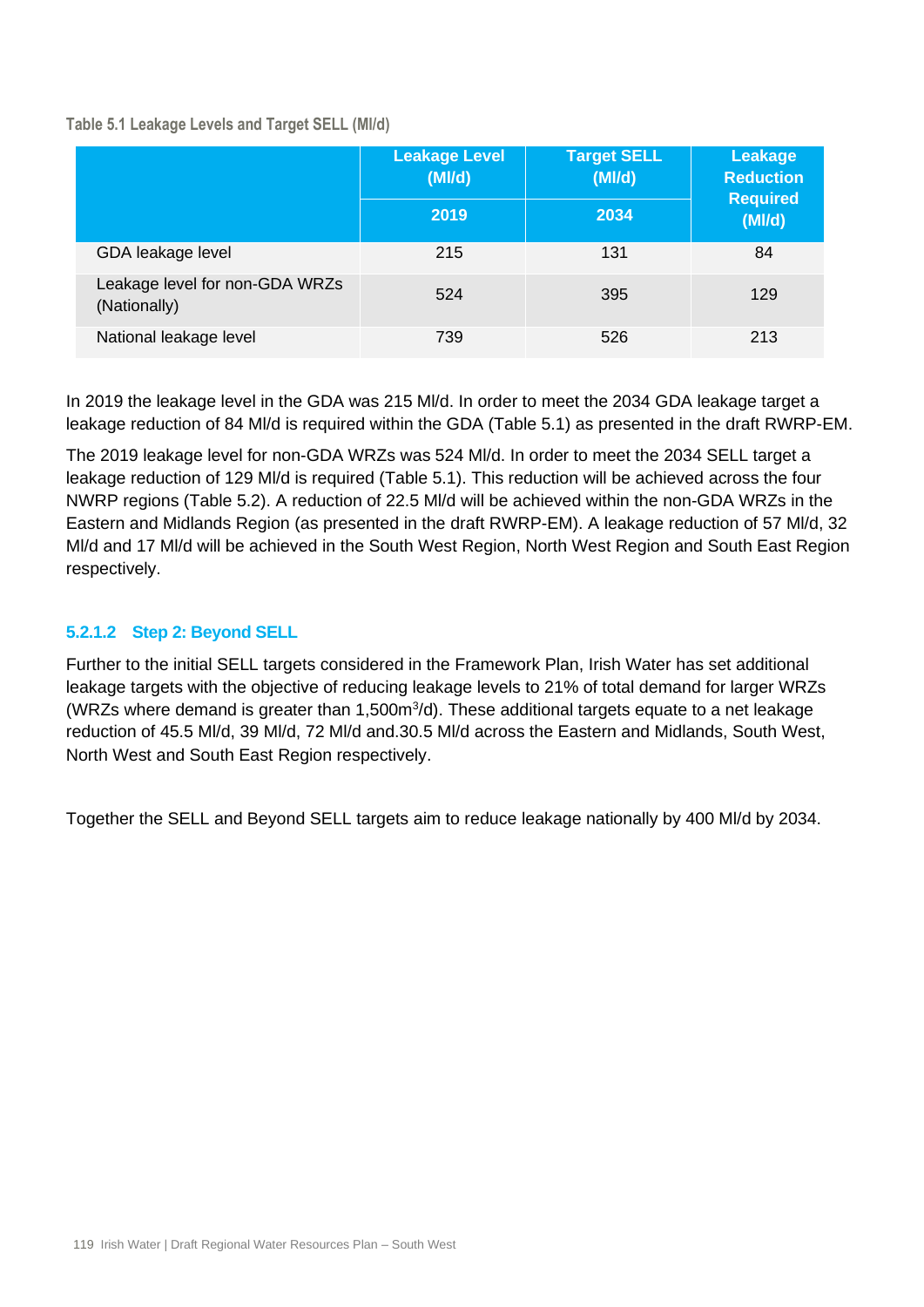Table 5.1 Leakage Levels and Target SELL (Ml/d)

| | Leakage Level (Ml/d) | Target SELL (Ml/d) | Leakage Reduction Required (Ml/d) |
|---|---|---|---|
| | 2019 | 2034 | |
| GDA leakage level | 215 | 131 | 84 |
| Leakage level for non-GDA WRZs (Nationally) | 524 | 395 | 129 |
| National leakage level | 739 | 526 | 213 |

In 2019 the leakage level in the GDA was 215 Ml/d. In order to meet the 2034 GDA leakage target a leakage reduction of 84 Ml/d is required within the GDA (Table 5.1) as presented in the draft RWRP-EM.

The 2019 leakage level for non-GDA WRZs was 524 Ml/d. In order to meet the 2034 SELL target a leakage reduction of 129 Ml/d is required (Table 5.1). This reduction will be achieved across the four NWRP regions (Table 5.2). A reduction of 22.5 Ml/d will be achieved within the non-GDA WRZs in the Eastern and Midlands Region (as presented in the draft RWRP-EM). A leakage reduction of 57 Ml/d, 32 Ml/d and 17 Ml/d will be achieved in the South West Region, North West Region and South East Region respectively.

#### 5.2.1.2 Step 2: Beyond SELL

Further to the initial SELL targets considered in the Framework Plan, Irish Water has set additional leakage targets with the objective of reducing leakage levels to 21% of total demand for larger WRZs (WRZs where demand is greater than 1,500m$^3$/d). These additional targets equate to a net leakage reduction of 45.5 Ml/d, 39 Ml/d, 72 Ml/d and.30.5 Ml/d across the Eastern and Midlands, South West, North West and South East Region respectively.

Together the SELL and Beyond SELL targets aim to reduce leakage nationally by 400 Ml/d by 2034.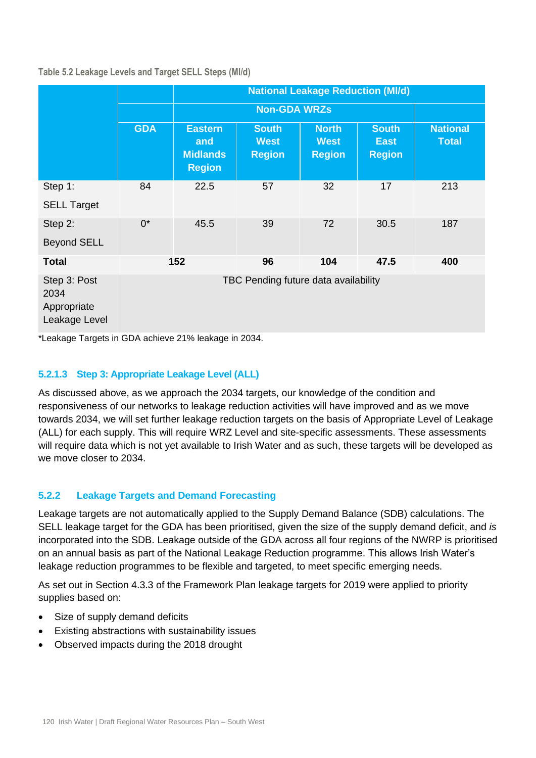Table 5.2 Leakage Levels and Target SELL Steps (Ml/d)

| | | National Leakage Reduction (Ml/d) | | | | |
|---|---|---|---|---|---|---|
| | | Non-GDA WRZs | | | | |
| | GDA | Eastern and Midlands Region | South West Region | North West Region | South East Region | National Total |
| Step 1: SELL Target | 84 | 22.5 | 57 | 32 | 17 | 213 |
| Step 2: Beyond SELL | 0* | 45.5 | 39 | 72 | 30.5 | 187 |
| **Total** | **152** | | **96** | **104** | **47.5** | **400** |
| Step 3: Post 2034 Appropriate Leakage Level | TBC Pending future data availability | | | | | |

*Leakage Targets in GDA achieve 21% leakage in 2034.

#### 5.2.1.3 Step 3: Appropriate Leakage Level (ALL)

As discussed above, as we approach the 2034 targets, our knowledge of the condition and responsiveness of our networks to leakage reduction activities will have improved and as we move towards 2034, we will set further leakage reduction targets on the basis of Appropriate Level of Leakage (ALL) for each supply. This will require WRZ Level and site-specific assessments. These assessments will require data which is not yet available to Irish Water and as such, these targets will be developed as we move closer to 2034.

### 5.2.2 Leakage Targets and Demand Forecasting

Leakage targets are not automatically applied to the Supply Demand Balance (SDB) calculations. The SELL leakage target for the GDA has been prioritised, given the size of the supply demand deficit, and *is* incorporated into the SDB. Leakage outside of the GDA across all four regions of the NWRP is prioritised on an annual basis as part of the National Leakage Reduction programme. This allows Irish Water's leakage reduction programmes to be flexible and targeted, to meet specific emerging needs.

As set out in Section 4.3.3 of the Framework Plan leakage targets for 2019 were applied to priority supplies based on:

- Size of supply demand deficits
- Existing abstractions with sustainability issues
- Observed impacts during the 2018 drought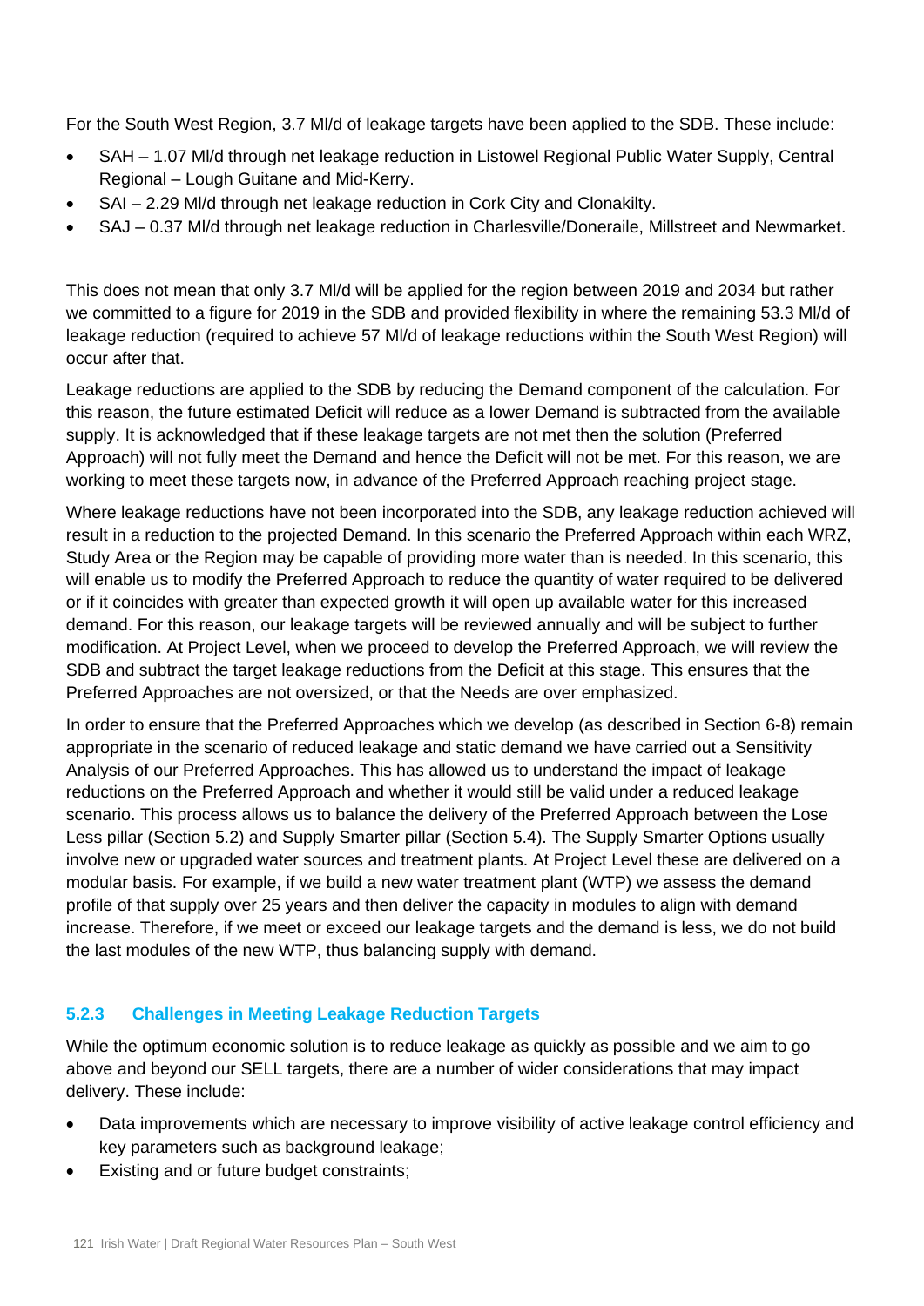For the South West Region, 3.7 Ml/d of leakage targets have been applied to the SDB. These include:

- SAH – 1.07 Ml/d through net leakage reduction in Listowel Regional Public Water Supply, Central Regional – Lough Guitane and Mid-Kerry.
- SAI – 2.29 Ml/d through net leakage reduction in Cork City and Clonakilty.
- SAJ – 0.37 Ml/d through net leakage reduction in Charlesville/Doneraile, Millstreet and Newmarket.

This does not mean that only 3.7 Ml/d will be applied for the region between 2019 and 2034 but rather we committed to a figure for 2019 in the SDB and provided flexibility in where the remaining 53.3 Ml/d of leakage reduction (required to achieve 57 Ml/d of leakage reductions within the South West Region) will occur after that.

Leakage reductions are applied to the SDB by reducing the Demand component of the calculation. For this reason, the future estimated Deficit will reduce as a lower Demand is subtracted from the available supply. It is acknowledged that if these leakage targets are not met then the solution (Preferred Approach) will not fully meet the Demand and hence the Deficit will not be met. For this reason, we are working to meet these targets now, in advance of the Preferred Approach reaching project stage.

Where leakage reductions have not been incorporated into the SDB, any leakage reduction achieved will result in a reduction to the projected Demand. In this scenario the Preferred Approach within each WRZ, Study Area or the Region may be capable of providing more water than is needed. In this scenario, this will enable us to modify the Preferred Approach to reduce the quantity of water required to be delivered or if it coincides with greater than expected growth it will open up available water for this increased demand. For this reason, our leakage targets will be reviewed annually and will be subject to further modification. At Project Level, when we proceed to develop the Preferred Approach, we will review the SDB and subtract the target leakage reductions from the Deficit at this stage. This ensures that the Preferred Approaches are not oversized, or that the Needs are over emphasized.

In order to ensure that the Preferred Approaches which we develop (as described in Section 6-8) remain appropriate in the scenario of reduced leakage and static demand we have carried out a Sensitivity Analysis of our Preferred Approaches. This has allowed us to understand the impact of leakage reductions on the Preferred Approach and whether it would still be valid under a reduced leakage scenario. This process allows us to balance the delivery of the Preferred Approach between the Lose Less pillar (Section 5.2) and Supply Smarter pillar (Section 5.4). The Supply Smarter Options usually involve new or upgraded water sources and treatment plants. At Project Level these are delivered on a modular basis. For example, if we build a new water treatment plant (WTP) we assess the demand profile of that supply over 25 years and then deliver the capacity in modules to align with demand increase. Therefore, if we meet or exceed our leakage targets and the demand is less, we do not build the last modules of the new WTP, thus balancing supply with demand.

### 5.2.3 Challenges in Meeting Leakage Reduction Targets

While the optimum economic solution is to reduce leakage as quickly as possible and we aim to go above and beyond our SELL targets, there are a number of wider considerations that may impact delivery. These include:

- Data improvements which are necessary to improve visibility of active leakage control efficiency and key parameters such as background leakage;
- Existing and or future budget constraints;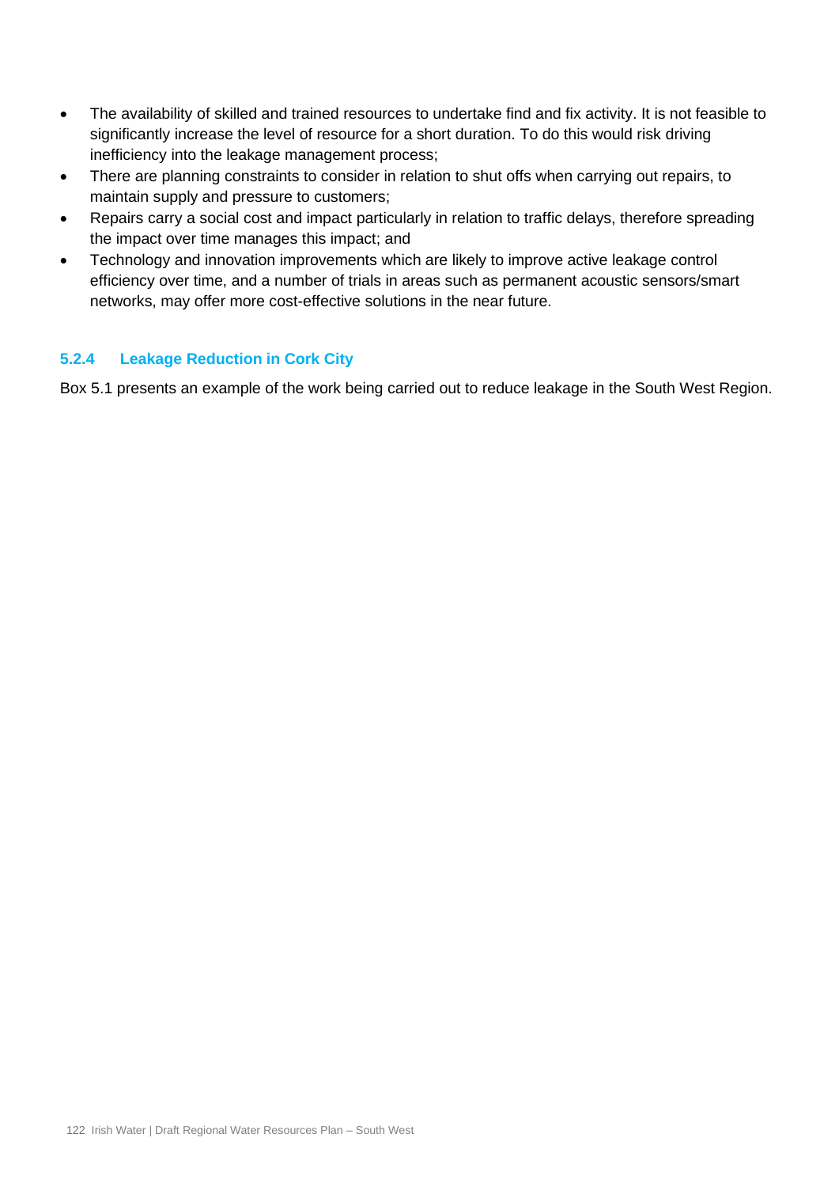- The availability of skilled and trained resources to undertake find and fix activity. It is not feasible to significantly increase the level of resource for a short duration. To do this would risk driving inefficiency into the leakage management process;
- There are planning constraints to consider in relation to shut offs when carrying out repairs, to maintain supply and pressure to customers;
- Repairs carry a social cost and impact particularly in relation to traffic delays, therefore spreading the impact over time manages this impact; and
- Technology and innovation improvements which are likely to improve active leakage control efficiency over time, and a number of trials in areas such as permanent acoustic sensors/smart networks, may offer more cost-effective solutions in the near future.

### 5.2.4 Leakage Reduction in Cork City

Box 5.1 presents an example of the work being carried out to reduce leakage in the South West Region.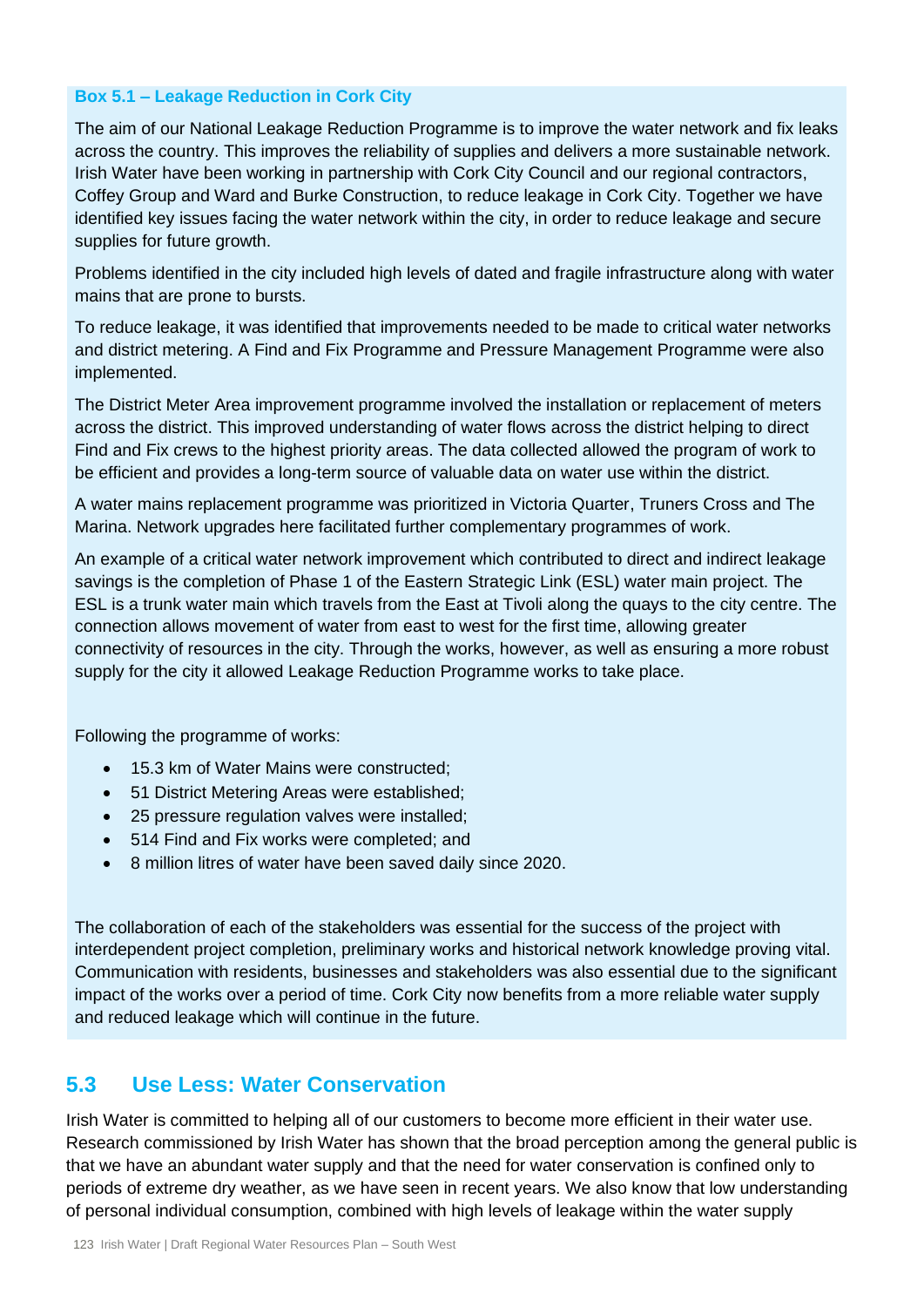**Box 5.1 – Leakage Reduction in Cork City**

The aim of our National Leakage Reduction Programme is to improve the water network and fix leaks across the country. This improves the reliability of supplies and delivers a more sustainable network. Irish Water have been working in partnership with Cork City Council and our regional contractors, Coffey Group and Ward and Burke Construction, to reduce leakage in Cork City. Together we have identified key issues facing the water network within the city, in order to reduce leakage and secure supplies for future growth.

Problems identified in the city included high levels of dated and fragile infrastructure along with water mains that are prone to bursts.

To reduce leakage, it was identified that improvements needed to be made to critical water networks and district metering. A Find and Fix Programme and Pressure Management Programme were also implemented.

The District Meter Area improvement programme involved the installation or replacement of meters across the district. This improved understanding of water flows across the district helping to direct Find and Fix crews to the highest priority areas. The data collected allowed the program of work to be efficient and provides a long-term source of valuable data on water use within the district.

A water mains replacement programme was prioritized in Victoria Quarter, Truners Cross and The Marina. Network upgrades here facilitated further complementary programmes of work.

An example of a critical water network improvement which contributed to direct and indirect leakage savings is the completion of Phase 1 of the Eastern Strategic Link (ESL) water main project. The ESL is a trunk water main which travels from the East at Tivoli along the quays to the city centre. The connection allows movement of water from east to west for the first time, allowing greater connectivity of resources in the city. Through the works, however, as well as ensuring a more robust supply for the city it allowed Leakage Reduction Programme works to take place.

Following the programme of works:

- 15.3 km of Water Mains were constructed;
- 51 District Metering Areas were established;
- 25 pressure regulation valves were installed;
- 514 Find and Fix works were completed; and
- 8 million litres of water have been saved daily since 2020.

The collaboration of each of the stakeholders was essential for the success of the project with interdependent project completion, preliminary works and historical network knowledge proving vital. Communication with residents, businesses and stakeholders was also essential due to the significant impact of the works over a period of time. Cork City now benefits from a more reliable water supply and reduced leakage which will continue in the future.

## 5.3 Use Less: Water Conservation

Irish Water is committed to helping all of our customers to become more efficient in their water use. Research commissioned by Irish Water has shown that the broad perception among the general public is that we have an abundant water supply and that the need for water conservation is confined only to periods of extreme dry weather, as we have seen in recent years. We also know that low understanding of personal individual consumption, combined with high levels of leakage within the water supply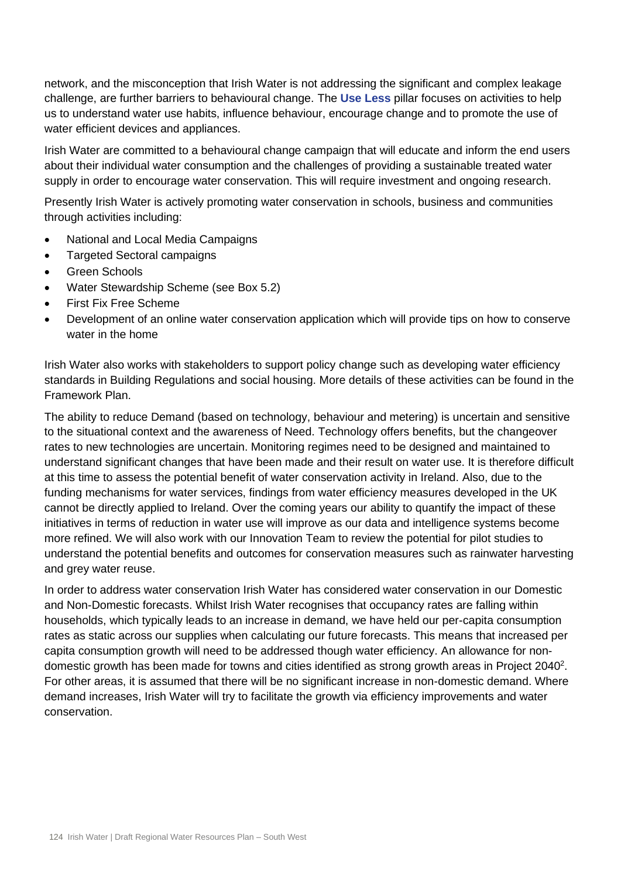network, and the misconception that Irish Water is not addressing the significant and complex leakage challenge, are further barriers to behavioural change. The **Use Less** pillar focuses on activities to help us to understand water use habits, influence behaviour, encourage change and to promote the use of water efficient devices and appliances.

Irish Water are committed to a behavioural change campaign that will educate and inform the end users about their individual water consumption and the challenges of providing a sustainable treated water supply in order to encourage water conservation. This will require investment and ongoing research.

Presently Irish Water is actively promoting water conservation in schools, business and communities through activities including:

- National and Local Media Campaigns
- Targeted Sectoral campaigns
- Green Schools
- Water Stewardship Scheme (see Box 5.2)
- First Fix Free Scheme
- Development of an online water conservation application which will provide tips on how to conserve water in the home

Irish Water also works with stakeholders to support policy change such as developing water efficiency standards in Building Regulations and social housing. More details of these activities can be found in the Framework Plan.

The ability to reduce Demand (based on technology, behaviour and metering) is uncertain and sensitive to the situational context and the awareness of Need. Technology offers benefits, but the changeover rates to new technologies are uncertain. Monitoring regimes need to be designed and maintained to understand significant changes that have been made and their result on water use. It is therefore difficult at this time to assess the potential benefit of water conservation activity in Ireland. Also, due to the funding mechanisms for water services, findings from water efficiency measures developed in the UK cannot be directly applied to Ireland. Over the coming years our ability to quantify the impact of these initiatives in terms of reduction in water use will improve as our data and intelligence systems become more refined. We will also work with our Innovation Team to review the potential for pilot studies to understand the potential benefits and outcomes for conservation measures such as rainwater harvesting and grey water reuse.

In order to address water conservation Irish Water has considered water conservation in our Domestic and Non-Domestic forecasts. Whilst Irish Water recognises that occupancy rates are falling within households, which typically leads to an increase in demand, we have held our per-capita consumption rates as static across our supplies when calculating our future forecasts. This means that increased per capita consumption growth will need to be addressed though water efficiency. An allowance for non-domestic growth has been made for towns and cities identified as strong growth areas in Project 2040[2]. For other areas, it is assumed that there will be no significant increase in non-domestic demand. Where demand increases, Irish Water will try to facilitate the growth via efficiency improvements and water conservation.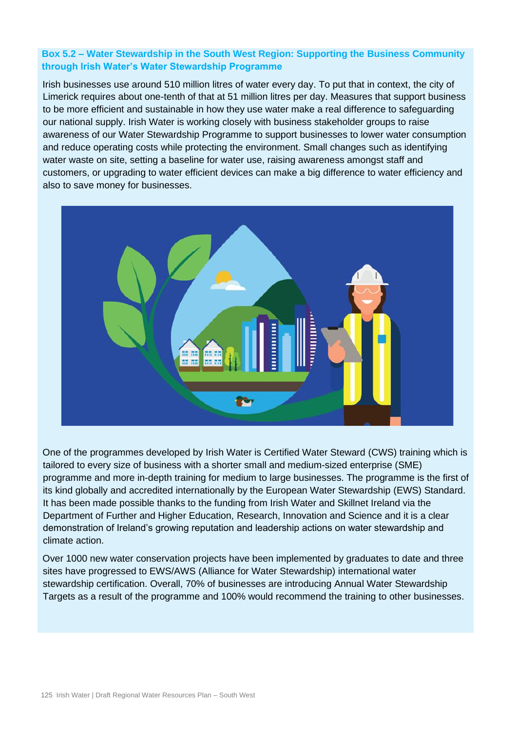**Box 5.2 – Water Stewardship in the South West Region: Supporting the Business Community through Irish Water's Water Stewardship Programme**

Irish businesses use around 510 million litres of water every day. To put that in context, the city of Limerick requires about one-tenth of that at 51 million litres per day. Measures that support business to be more efficient and sustainable in how they use water make a real difference to safeguarding our national supply. Irish Water is working closely with business stakeholder groups to raise awareness of our Water Stewardship Programme to support businesses to lower water consumption and reduce operating costs while protecting the environment. Small changes such as identifying water waste on site, setting a baseline for water use, raising awareness amongst staff and customers, or upgrading to water efficient devices can make a big difference to water efficiency and also to save money for businesses.

One of the programmes developed by Irish Water is Certified Water Steward (CWS) training which is tailored to every size of business with a shorter small and medium-sized enterprise (SME) programme and more in-depth training for medium to large businesses. The programme is the first of its kind globally and accredited internationally by the European Water Stewardship (EWS) Standard. It has been made possible thanks to the funding from Irish Water and Skillnet Ireland via the Department of Further and Higher Education, Research, Innovation and Science and it is a clear demonstration of Ireland's growing reputation and leadership actions on water stewardship and climate action.

Over 1000 new water conservation projects have been implemented by graduates to date and three sites have progressed to EWS/AWS (Alliance for Water Stewardship) international water stewardship certification. Overall, 70% of businesses are introducing Annual Water Stewardship Targets as a result of the programme and 100% would recommend the training to other businesses.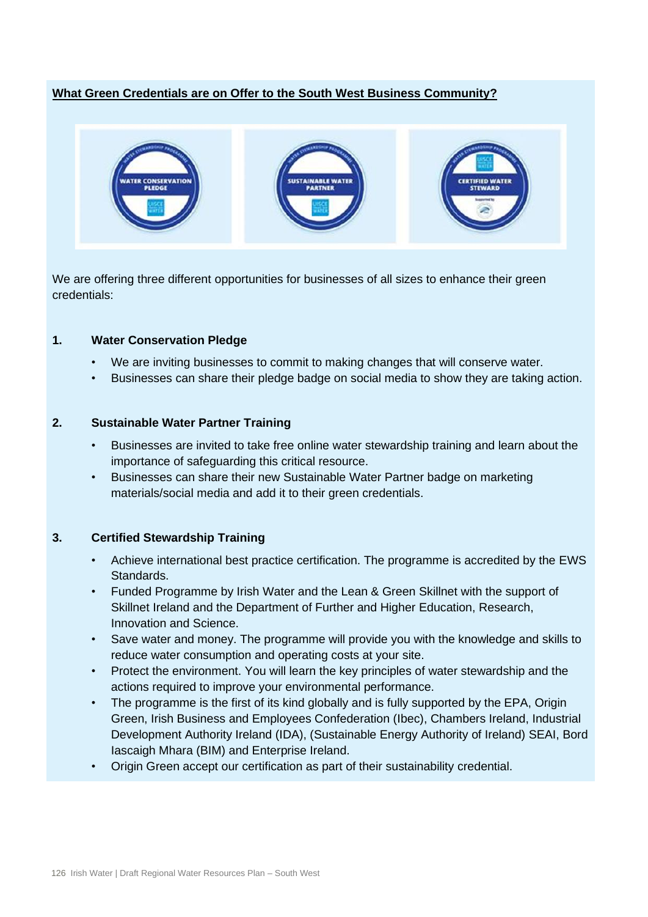**What Green Credentials are on Offer to the South West Business Community?**

We are offering three different opportunities for businesses of all sizes to enhance their green credentials:

**1. Water Conservation Pledge**

- We are inviting businesses to commit to making changes that will conserve water.
- Businesses can share their pledge badge on social media to show they are taking action.

**2. Sustainable Water Partner Training**

- Businesses are invited to take free online water stewardship training and learn about the importance of safeguarding this critical resource.
- Businesses can share their new Sustainable Water Partner badge on marketing materials/social media and add it to their green credentials.

**3. Certified Stewardship Training**

- Achieve international best practice certification. The programme is accredited by the EWS Standards.
- Funded Programme by Irish Water and the Lean & Green Skillnet with the support of Skillnet Ireland and the Department of Further and Higher Education, Research, Innovation and Science.
- Save water and money. The programme will provide you with the knowledge and skills to reduce water consumption and operating costs at your site.
- Protect the environment. You will learn the key principles of water stewardship and the actions required to improve your environmental performance.
- The programme is the first of its kind globally and is fully supported by the EPA, Origin Green, Irish Business and Employees Confederation (Ibec), Chambers Ireland, Industrial Development Authority Ireland (IDA), (Sustainable Energy Authority of Ireland) SEAI, Bord Iascaigh Mhara (BIM) and Enterprise Ireland.
- Origin Green accept our certification as part of their sustainability credential.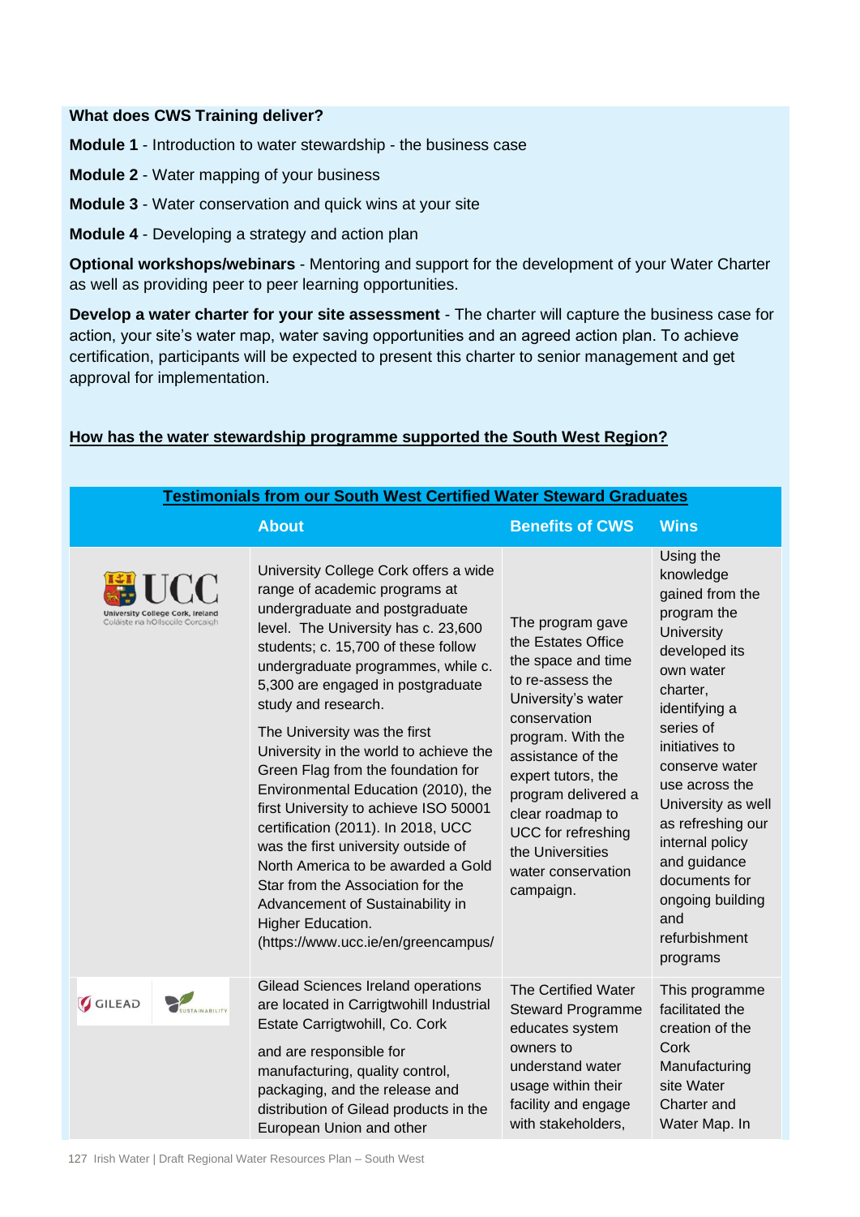**What does CWS Training deliver?**

**Module 1** - Introduction to water stewardship - the business case

**Module 2** - Water mapping of your business

**Module 3** - Water conservation and quick wins at your site

**Module 4** - Developing a strategy and action plan

**Optional workshops/webinars** - Mentoring and support for the development of your Water Charter as well as providing peer to peer learning opportunities.

**Develop a water charter for your site assessment** - The charter will capture the business case for action, your site's water map, water saving opportunities and an agreed action plan. To achieve certification, participants will be expected to present this charter to senior management and get approval for implementation.

**How has the water stewardship programme supported the South West Region?**

| Testimonials from our South West Certified Water Steward Graduates | | | |
|---|---|---|---|
| | **About** | **Benefits of CWS** | **Wins** |
| UCC University College Cork, Ireland Coláiste na hOllscoile Corcaigh | University College Cork offers a wide range of academic programs at undergraduate and postgraduate level. The University has c. 23,600 students; c. 15,700 of these follow undergraduate programmes, while c. 5,300 are engaged in postgraduate study and research. The University was the first University in the world to achieve the Green Flag from the foundation for Environmental Education (2010), the first University to achieve ISO 50001 certification (2011). In 2018, UCC was the first university outside of North America to be awarded a Gold Star from the Association for the Advancement of Sustainability in Higher Education. (https://www.ucc.ie/en/greencampus/ | The program gave the Estates Office the space and time to re-assess the University's water conservation program. With the assistance of the expert tutors, the program delivered a clear roadmap to UCC for refreshing the Universities water conservation campaign. | Using the knowledge gained from the program the University developed its own water charter, identifying a series of initiatives to conserve water use across the University as well as refreshing our internal policy and guidance documents for ongoing building and refurbishment programs |
| GILEAD SUSTAINABILITY | Gilead Sciences Ireland operations are located in Carrigtwohill Industrial Estate Carrigtwohill, Co. Cork and are responsible for manufacturing, quality control, packaging, and the release and distribution of Gilead products in the European Union and other | The Certified Water Steward Programme educates system owners to understand water usage within their facility and engage with stakeholders, | This programme facilitated the creation of the Cork Manufacturing site Water Charter and Water Map. In |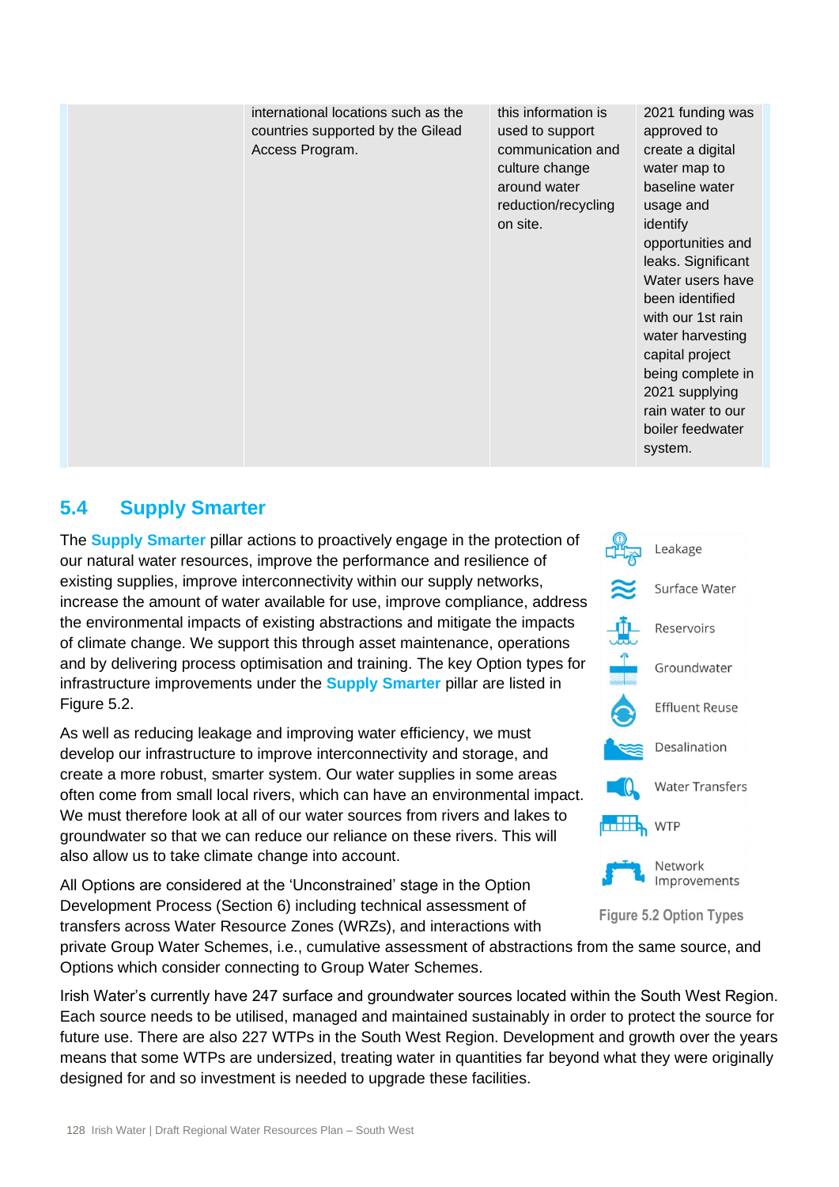| | | | |
|---|---|---|---|
| | international locations such as the countries supported by the Gilead Access Program. | this information is used to support communication and culture change around water reduction/recycling on site. | 2021 funding was approved to create a digital water map to baseline water usage and identify opportunities and leaks. Significant Water users have been identified with our 1st rain water harvesting capital project being complete in 2021 supplying rain water to our boiler feedwater system. |

## 5.4 Supply Smarter

The **Supply Smarter** pillar actions to proactively engage in the protection of our natural water resources, improve the performance and resilience of existing supplies, improve interconnectivity within our supply networks, increase the amount of water available for use, improve compliance, address the environmental impacts of existing abstractions and mitigate the impacts of climate change. We support this through asset maintenance, operations and by delivering process optimisation and training. The key Option types for infrastructure improvements under the **Supply Smarter** pillar are listed in Figure 5.2.

- Leakage
- Surface Water
- Reservoirs
- Groundwater
- Effluent Reuse
- Desalination
- Water Transfers
- WTP
- Network Improvements

Figure 5.2 Option Types

As well as reducing leakage and improving water efficiency, we must develop our infrastructure to improve interconnectivity and storage, and create a more robust, smarter system. Our water supplies in some areas often come from small local rivers, which can have an environmental impact. We must therefore look at all of our water sources from rivers and lakes to groundwater so that we can reduce our reliance on these rivers. This will also allow us to take climate change into account.

All Options are considered at the 'Unconstrained' stage in the Option Development Process (Section 6) including technical assessment of transfers across Water Resource Zones (WRZs), and interactions with private Group Water Schemes, i.e., cumulative assessment of abstractions from the same source, and Options which consider connecting to Group Water Schemes.

Irish Water's currently have 247 surface and groundwater sources located within the South West Region. Each source needs to be utilised, managed and maintained sustainably in order to protect the source for future use. There are also 227 WTPs in the South West Region. Development and growth over the years means that some WTPs are undersized, treating water in quantities far beyond what they were originally designed for and so investment is needed to upgrade these facilities.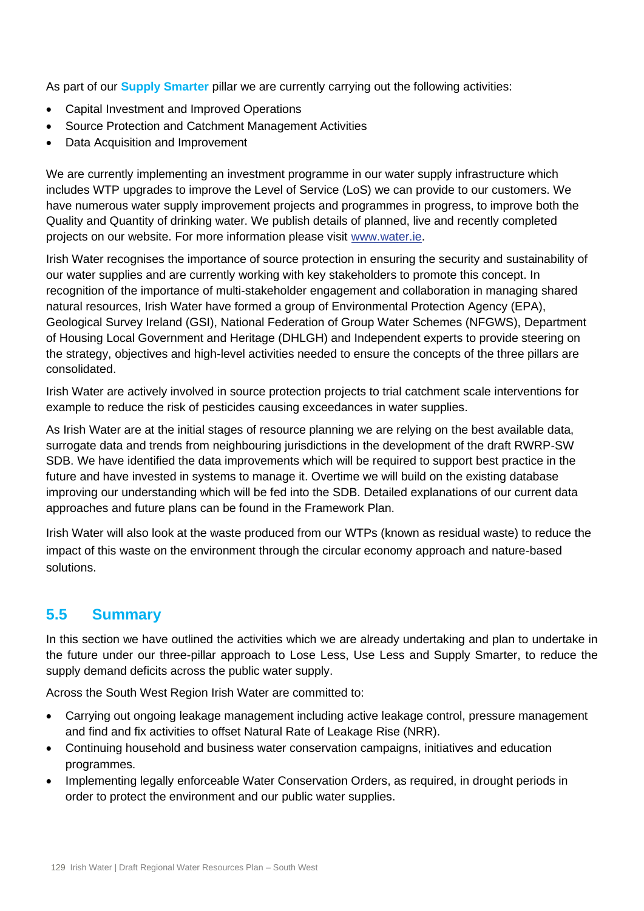As part of our **Supply Smarter** pillar we are currently carrying out the following activities:

- Capital Investment and Improved Operations
- Source Protection and Catchment Management Activities
- Data Acquisition and Improvement

We are currently implementing an investment programme in our water supply infrastructure which includes WTP upgrades to improve the Level of Service (LoS) we can provide to our customers. We have numerous water supply improvement projects and programmes in progress, to improve both the Quality and Quantity of drinking water. We publish details of planned, live and recently completed projects on our website. For more information please visit [www.water.ie](www.water.ie).

Irish Water recognises the importance of source protection in ensuring the security and sustainability of our water supplies and are currently working with key stakeholders to promote this concept. In recognition of the importance of multi-stakeholder engagement and collaboration in managing shared natural resources, Irish Water have formed a group of Environmental Protection Agency (EPA), Geological Survey Ireland (GSI), National Federation of Group Water Schemes (NFGWS), Department of Housing Local Government and Heritage (DHLGH) and Independent experts to provide steering on the strategy, objectives and high-level activities needed to ensure the concepts of the three pillars are consolidated.

Irish Water are actively involved in source protection projects to trial catchment scale interventions for example to reduce the risk of pesticides causing exceedances in water supplies.

As Irish Water are at the initial stages of resource planning we are relying on the best available data, surrogate data and trends from neighbouring jurisdictions in the development of the draft RWRP-SW SDB. We have identified the data improvements which will be required to support best practice in the future and have invested in systems to manage it. Overtime we will build on the existing database improving our understanding which will be fed into the SDB. Detailed explanations of our current data approaches and future plans can be found in the Framework Plan.

Irish Water will also look at the waste produced from our WTPs (known as residual waste) to reduce the impact of this waste on the environment through the circular economy approach and nature-based solutions.

## 5.5 Summary

In this section we have outlined the activities which we are already undertaking and plan to undertake in the future under our three-pillar approach to Lose Less, Use Less and Supply Smarter, to reduce the supply demand deficits across the public water supply.

Across the South West Region Irish Water are committed to:

- Carrying out ongoing leakage management including active leakage control, pressure management and find and fix activities to offset Natural Rate of Leakage Rise (NRR).
- Continuing household and business water conservation campaigns, initiatives and education programmes.
- Implementing legally enforceable Water Conservation Orders, as required, in drought periods in order to protect the environment and our public water supplies.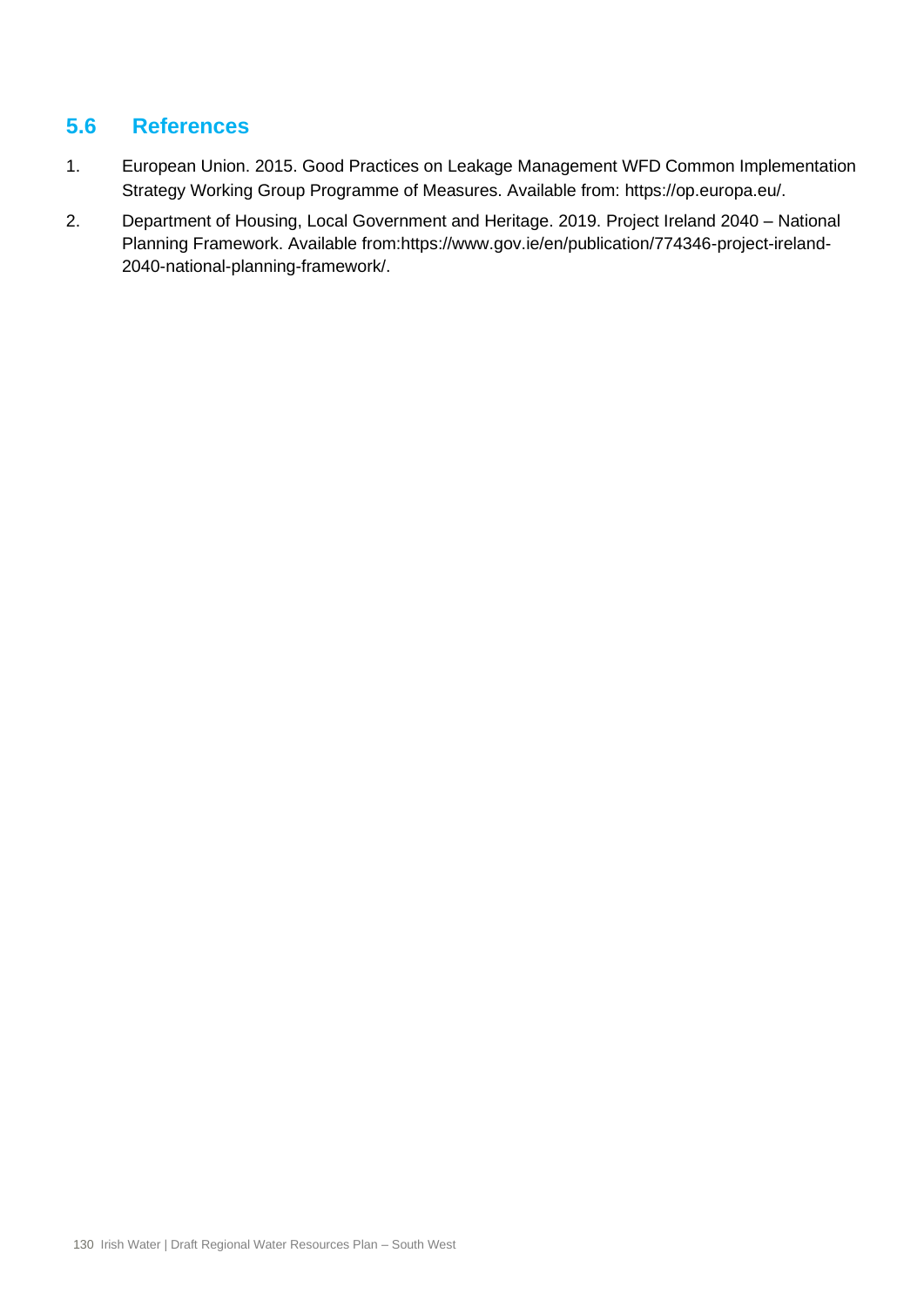## 5.6 References

1. European Union. 2015. Good Practices on Leakage Management WFD Common Implementation Strategy Working Group Programme of Measures. Available from: https://op.europa.eu/.
2. Department of Housing, Local Government and Heritage. 2019. Project Ireland 2040 – National Planning Framework. Available from:https://www.gov.ie/en/publication/774346-project-ireland-2040-national-planning-framework/.